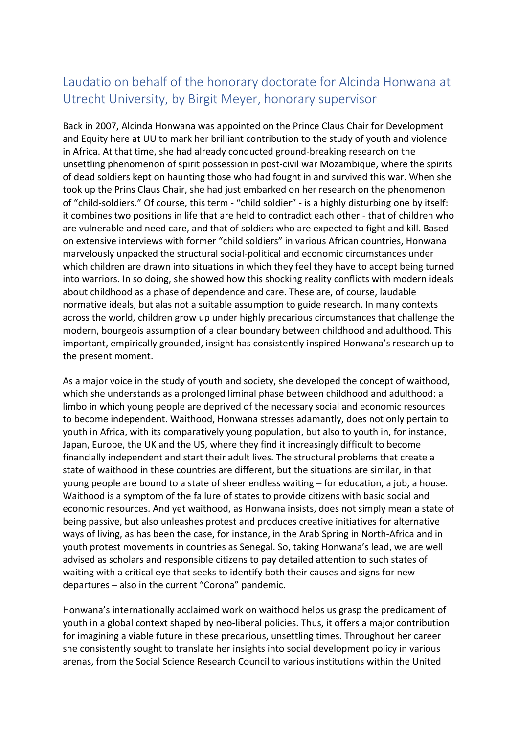# Laudatio on behalf of the honorary doctorate for Alcinda Honwana at Utrecht University, by Birgit Meyer, honorary supervisor

Back in 2007, Alcinda Honwana was appointed on the Prince Claus Chair for Development and Equity here at UU to mark her brilliant contribution to the study of youth and violence in Africa. At that time, she had already conducted ground-breaking research on the unsettling phenomenon of spirit possession in post-civil war Mozambique, where the spirits of dead soldiers kept on haunting those who had fought in and survived this war. When she took up the Prins Claus Chair, she had just embarked on her research on the phenomenon of "child-soldiers." Of course, this term - "child soldier" - is a highly disturbing one by itself: it combines two positions in life that are held to contradict each other - that of children who are vulnerable and need care, and that of soldiers who are expected to fight and kill. Based on extensive interviews with former "child soldiers" in various African countries, Honwana marvelously unpacked the structural social-political and economic circumstances under which children are drawn into situations in which they feel they have to accept being turned into warriors. In so doing, she showed how this shocking reality conflicts with modern ideals about childhood as a phase of dependence and care. These are, of course, laudable normative ideals, but alas not a suitable assumption to guide research. In many contexts across the world, children grow up under highly precarious circumstances that challenge the modern, bourgeois assumption of a clear boundary between childhood and adulthood. This important, empirically grounded, insight has consistently inspired Honwana's research up to the present moment.

As a major voice in the study of youth and society, she developed the concept of waithood, which she understands as a prolonged liminal phase between childhood and adulthood: a limbo in which young people are deprived of the necessary social and economic resources to become independent. Waithood, Honwana stresses adamantly, does not only pertain to youth in Africa, with its comparatively young population, but also to youth in, for instance, Japan, Europe, the UK and the US, where they find it increasingly difficult to become financially independent and start their adult lives. The structural problems that create a state of waithood in these countries are different, but the situations are similar, in that young people are bound to a state of sheer endless waiting – for education, a job, a house. Waithood is a symptom of the failure of states to provide citizens with basic social and economic resources. And yet waithood, as Honwana insists, does not simply mean a state of being passive, but also unleashes protest and produces creative initiatives for alternative ways of living, as has been the case, for instance, in the Arab Spring in North-Africa and in youth protest movements in countries as Senegal. So, taking Honwana's lead, we are well advised as scholars and responsible citizens to pay detailed attention to such states of waiting with a critical eye that seeks to identify both their causes and signs for new departures – also in the current "Corona" pandemic.

Honwana's internationally acclaimed work on waithood helps us grasp the predicament of youth in a global context shaped by neo-liberal policies. Thus, it offers a major contribution for imagining a viable future in these precarious, unsettling times. Throughout her career she consistently sought to translate her insights into social development policy in various arenas, from the Social Science Research Council to various institutions within the United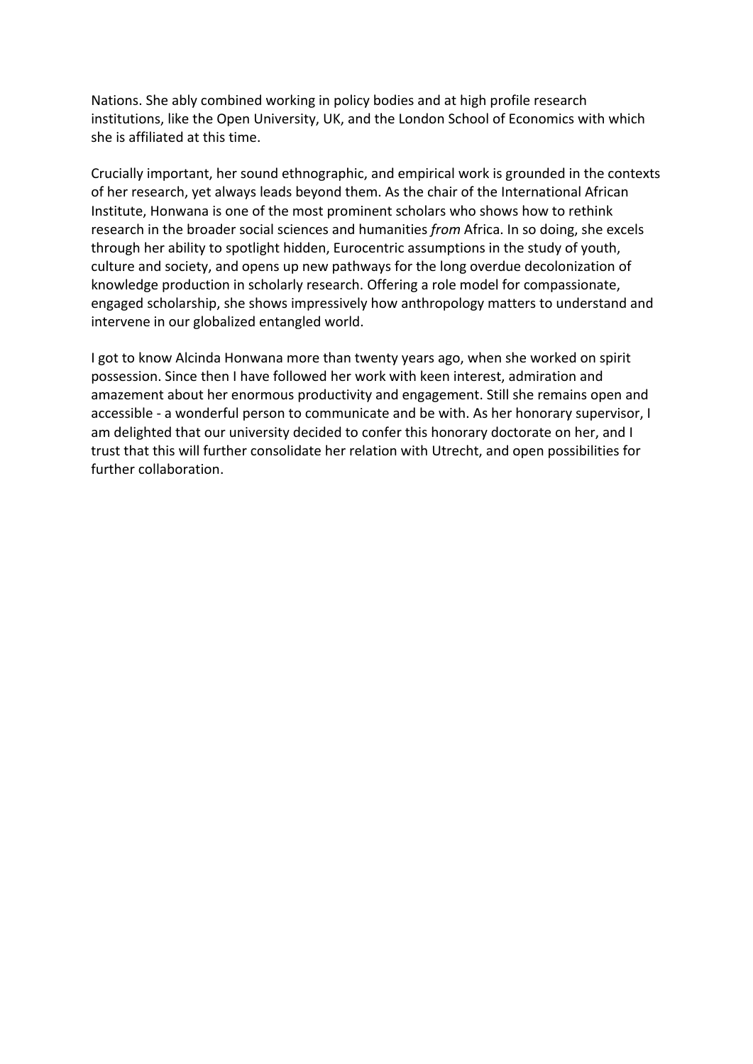Nations. She ably combined working in policy bodies and at high profile research institutions, like the Open University, UK, and the London School of Economics with which she is affiliated at this time.

Crucially important, her sound ethnographic, and empirical work is grounded in the contexts of her research, yet always leads beyond them. As the chair of the International African Institute, Honwana is one of the most prominent scholars who shows how to rethink research in the broader social sciences and humanities *from* Africa. In so doing, she excels through her ability to spotlight hidden, Eurocentric assumptions in the study of youth, culture and society, and opens up new pathways for the long overdue decolonization of knowledge production in scholarly research. Offering a role model for compassionate, engaged scholarship, she shows impressively how anthropology matters to understand and intervene in our globalized entangled world.

I got to know Alcinda Honwana more than twenty years ago, when she worked on spirit possession. Since then I have followed her work with keen interest, admiration and amazement about her enormous productivity and engagement. Still she remains open and accessible - a wonderful person to communicate and be with. As her honorary supervisor, I am delighted that our university decided to confer this honorary doctorate on her, and I trust that this will further consolidate her relation with Utrecht, and open possibilities for further collaboration.